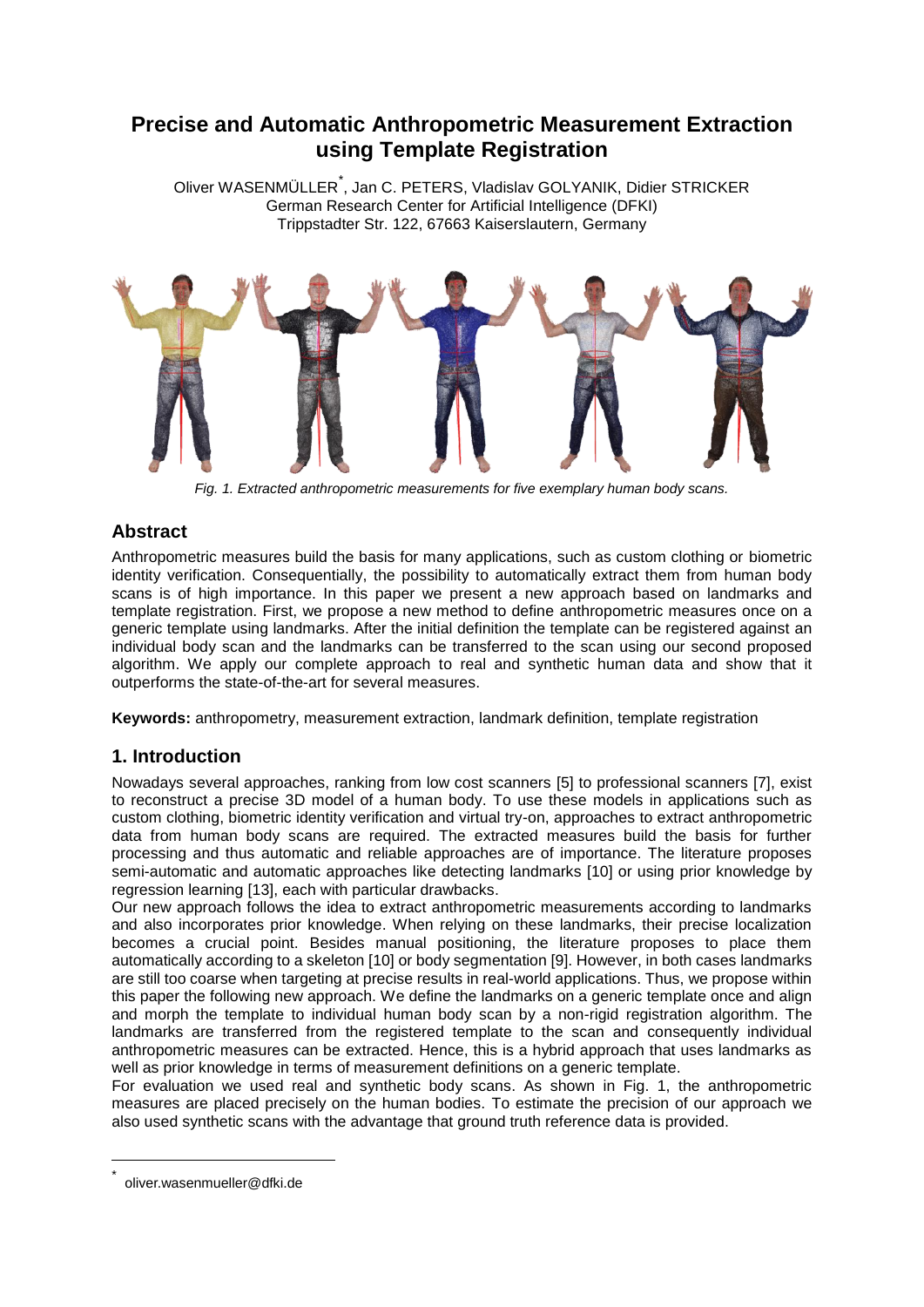# Precise and Automatic Anthropometric Measurement Extraction using Template Registration

Oliver WASENMÜLLER*, Jan C. PETERS, Vladislav GOLYANIK, Didier STRICKER
German Research Center for Artificial Intelligence (DFKI)
Trippstadter Str. 122, 67663 Kaiserslautern, Germany

*Fig. 1. Extracted anthropometric measurements for five exemplary human body scans.*

## Abstract

Anthropometric measures build the basis for many applications, such as custom clothing or biometric identity verification. Consequentially, the possibility to automatically extract them from human body scans is of high importance. In this paper we present a new approach based on landmarks and template registration. First, we propose a new method to define anthropometric measures once on a generic template using landmarks. After the initial definition the template can be registered against an individual body scan and the landmarks can be transferred to the scan using our second proposed algorithm. We apply our complete approach to real and synthetic human data and show that it outperforms the state-of-the-art for several measures.

**Keywords:** anthropometry, measurement extraction, landmark definition, template registration

## 1. Introduction

Nowadays several approaches, ranking from low cost scanners [5] to professional scanners [7], exist to reconstruct a precise 3D model of a human body. To use these models in applications such as custom clothing, biometric identity verification and virtual try-on, approaches to extract anthropometric data from human body scans are required. The extracted measures build the basis for further processing and thus automatic and reliable approaches are of importance. The literature proposes semi-automatic and automatic approaches like detecting landmarks [10] or using prior knowledge by regression learning [13], each with particular drawbacks.

Our new approach follows the idea to extract anthropometric measurements according to landmarks and also incorporates prior knowledge. When relying on these landmarks, their precise localization becomes a crucial point. Besides manual positioning, the literature proposes to place them automatically according to a skeleton [10] or body segmentation [9]. However, in both cases landmarks are still too coarse when targeting at precise results in real-world applications. Thus, we propose within this paper the following new approach. We define the landmarks on a generic template once and align and morph the template to individual human body scan by a non-rigid registration algorithm. The landmarks are transferred from the registered template to the scan and consequently individual anthropometric measures can be extracted. Hence, this is a hybrid approach that uses landmarks as well as prior knowledge in terms of measurement definitions on a generic template.

For evaluation we used real and synthetic body scans. As shown in Fig. 1, the anthropometric measures are placed precisely on the human bodies. To estimate the precision of our approach we also used synthetic scans with the advantage that ground truth reference data is provided.

* oliver.wasenmueller@dfki.de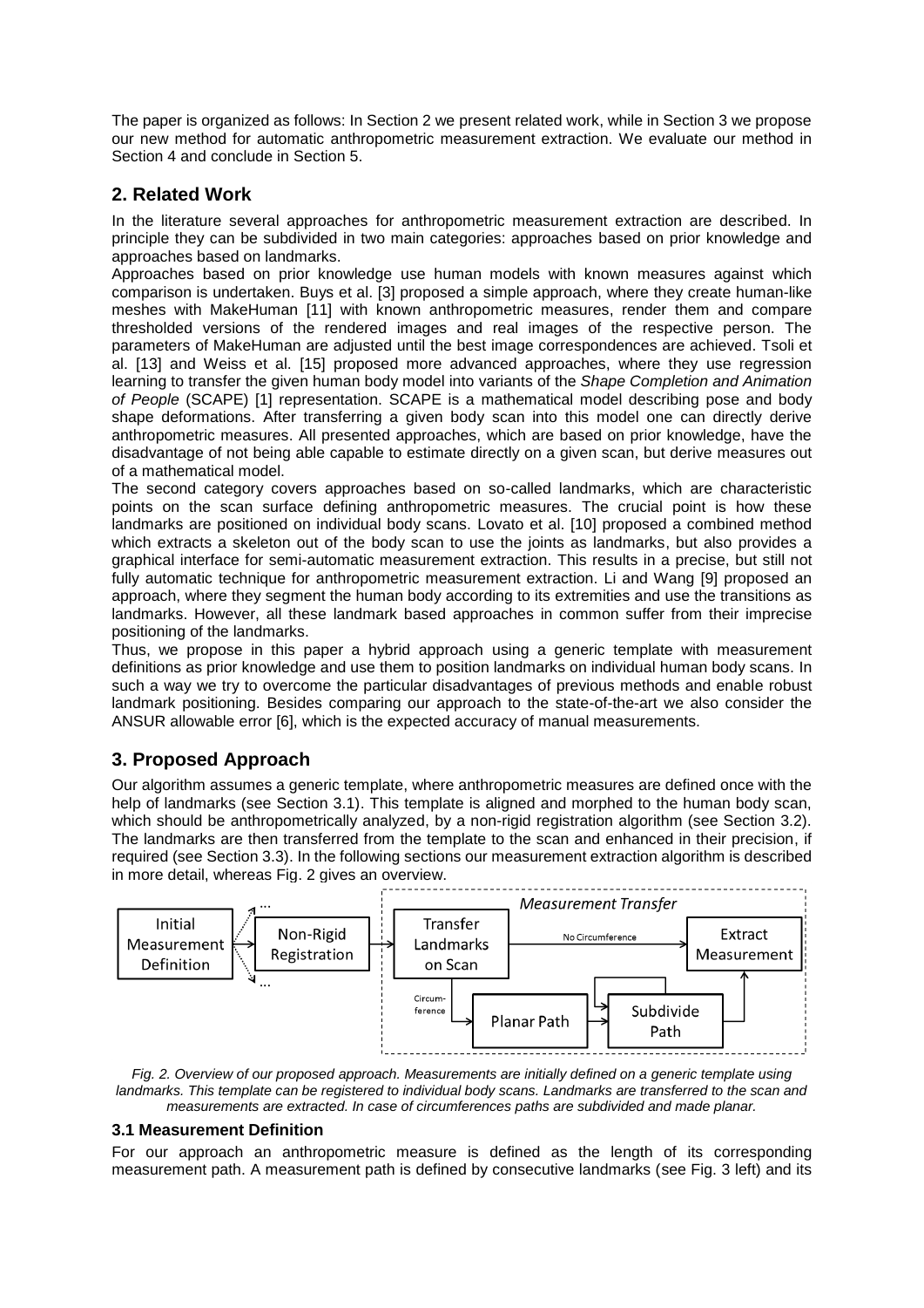The paper is organized as follows: In Section 2 we present related work, while in Section 3 we propose our new method for automatic anthropometric measurement extraction. We evaluate our method in Section 4 and conclude in Section 5.

## 2. Related Work

In the literature several approaches for anthropometric measurement extraction are described. In principle they can be subdivided in two main categories: approaches based on prior knowledge and approaches based on landmarks.

Approaches based on prior knowledge use human models with known measures against which comparison is undertaken. Buys et al. [3] proposed a simple approach, where they create human-like meshes with MakeHuman [11] with known anthropometric measures, render them and compare thresholded versions of the rendered images and real images of the respective person. The parameters of MakeHuman are adjusted until the best image correspondences are achieved. Tsoli et al. [13] and Weiss et al. [15] proposed more advanced approaches, where they use regression learning to transfer the given human body model into variants of the *Shape Completion and Animation of People* (SCAPE) [1] representation. SCAPE is a mathematical model describing pose and body shape deformations. After transferring a given body scan into this model one can directly derive anthropometric measures. All presented approaches, which are based on prior knowledge, have the disadvantage of not being able capable to estimate directly on a given scan, but derive measures out of a mathematical model.

The second category covers approaches based on so-called landmarks, which are characteristic points on the scan surface defining anthropometric measures. The crucial point is how these landmarks are positioned on individual body scans. Lovato et al. [10] proposed a combined method which extracts a skeleton out of the body scan to use the joints as landmarks, but also provides a graphical interface for semi-automatic measurement extraction. This results in a precise, but still not fully automatic technique for anthropometric measurement extraction. Li and Wang [9] proposed an approach, where they segment the human body according to its extremities and use the transitions as landmarks. However, all these landmark based approaches in common suffer from their imprecise positioning of the landmarks.

Thus, we propose in this paper a hybrid approach using a generic template with measurement definitions as prior knowledge and use them to position landmarks on individual human body scans. In such a way we try to overcome the particular disadvantages of previous methods and enable robust landmark positioning. Besides comparing our approach to the state-of-the-art we also consider the ANSUR allowable error [6], which is the expected accuracy of manual measurements.

## 3. Proposed Approach

Our algorithm assumes a generic template, where anthropometric measures are defined once with the help of landmarks (see Section 3.1). This template is aligned and morphed to the human body scan, which should be anthropometrically analyzed, by a non-rigid registration algorithm (see Section 3.2). The landmarks are then transferred from the template to the scan and enhanced in their precision, if required (see Section 3.3). In the following sections our measurement extraction algorithm is described in more detail, whereas Fig. 2 gives an overview.

*Fig. 2. Overview of our proposed approach. Measurements are initially defined on a generic template using landmarks. This template can be registered to individual body scans. Landmarks are transferred to the scan and measurements are extracted. In case of circumferences paths are subdivided and made planar.*

### 3.1 Measurement Definition

For our approach an anthropometric measure is defined as the length of its corresponding measurement path. A measurement path is defined by consecutive landmarks (see Fig. 3 left) and its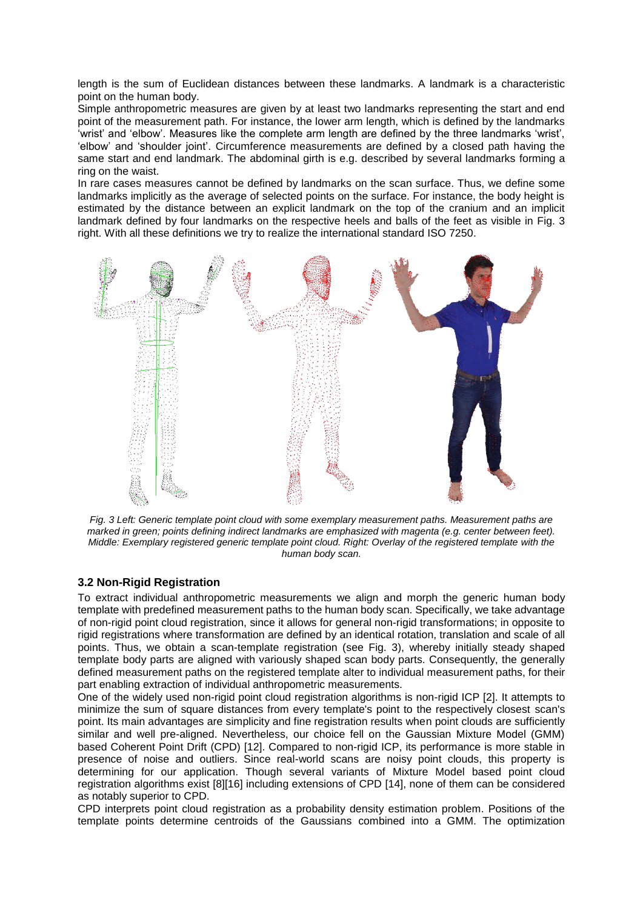length is the sum of Euclidean distances between these landmarks. A landmark is a characteristic point on the human body.

Simple anthropometric measures are given by at least two landmarks representing the start and end point of the measurement path. For instance, the lower arm length, which is defined by the landmarks 'wrist' and 'elbow'. Measures like the complete arm length are defined by the three landmarks 'wrist', 'elbow' and 'shoulder joint'. Circumference measurements are defined by a closed path having the same start and end landmark. The abdominal girth is e.g. described by several landmarks forming a ring on the waist.

In rare cases measures cannot be defined by landmarks on the scan surface. Thus, we define some landmarks implicitly as the average of selected points on the surface. For instance, the body height is estimated by the distance between an explicit landmark on the top of the cranium and an implicit landmark defined by four landmarks on the respective heels and balls of the feet as visible in Fig. 3 right. With all these definitions we try to realize the international standard ISO 7250.

*Fig. 3 Left: Generic template point cloud with some exemplary measurement paths. Measurement paths are marked in green; points defining indirect landmarks are emphasized with magenta (e.g. center between feet). Middle: Exemplary registered generic template point cloud. Right: Overlay of the registered template with the human body scan.*

### 3.2 Non-Rigid Registration

To extract individual anthropometric measurements we align and morph the generic human body template with predefined measurement paths to the human body scan. Specifically, we take advantage of non-rigid point cloud registration, since it allows for general non-rigid transformations; in opposite to rigid registrations where transformation are defined by an identical rotation, translation and scale of all points. Thus, we obtain a scan-template registration (see Fig. 3), whereby initially steady shaped template body parts are aligned with variously shaped scan body parts. Consequently, the generally defined measurement paths on the registered template alter to individual measurement paths, for their part enabling extraction of individual anthropometric measurements.

One of the widely used non-rigid point cloud registration algorithms is non-rigid ICP [2]. It attempts to minimize the sum of square distances from every template's point to the respectively closest scan's point. Its main advantages are simplicity and fine registration results when point clouds are sufficiently similar and well pre-aligned. Nevertheless, our choice fell on the Gaussian Mixture Model (GMM) based Coherent Point Drift (CPD) [12]. Compared to non-rigid ICP, its performance is more stable in presence of noise and outliers. Since real-world scans are noisy point clouds, this property is determining for our application. Though several variants of Mixture Model based point cloud registration algorithms exist [8][16] including extensions of CPD [14], none of them can be considered as notably superior to CPD.

CPD interprets point cloud registration as a probability density estimation problem. Positions of the template points determine centroids of the Gaussians combined into a GMM. The optimization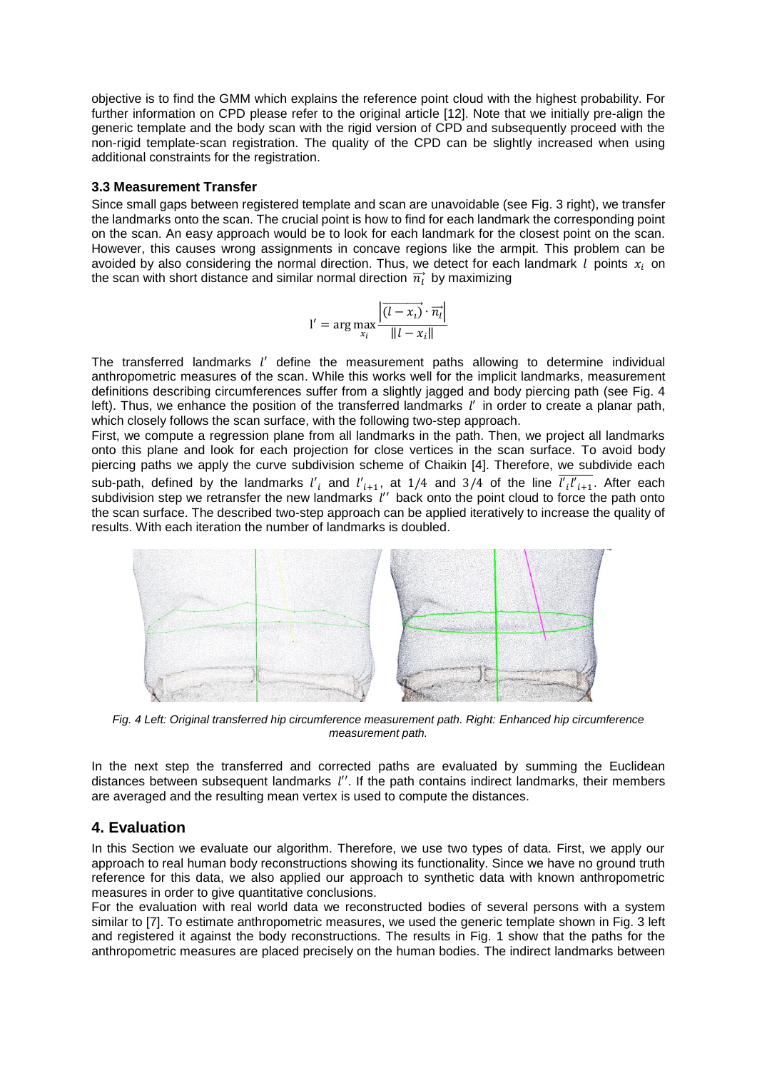objective is to find the GMM which explains the reference point cloud with the highest probability. For further information on CPD please refer to the original article [12]. Note that we initially pre-align the generic template and the body scan with the rigid version of CPD and subsequently proceed with the non-rigid template-scan registration. The quality of the CPD can be slightly increased when using additional constraints for the registration.

### 3.3 Measurement Transfer

Since small gaps between registered template and scan are unavoidable (see Fig. 3 right), we transfer the landmarks onto the scan. The crucial point is how to find for each landmark the corresponding point on the scan. An easy approach would be to look for each landmark for the closest point on the scan. However, this causes wrong assignments in concave regions like the armpit. This problem can be avoided by also considering the normal direction. Thus, we detect for each landmark $l$ points $x_i$ on the scan with short distance and similar normal direction $\vec{n_l}$ by maximizing

$$l' = \arg\max_{x_i} \frac{\left|\overrightarrow{(l - x_i)} \cdot \vec{n_l}\right|}{\|l - x_i\|}$$

The transferred landmarks $l'$ define the measurement paths allowing to determine individual anthropometric measures of the scan. While this works well for the implicit landmarks, measurement definitions describing circumferences suffer from a slightly jagged and body piercing path (see Fig. 4 left). Thus, we enhance the position of the transferred landmarks $l'$ in order to create a planar path, which closely follows the scan surface, with the following two-step approach.

First, we compute a regression plane from all landmarks in the path. Then, we project all landmarks onto this plane and look for each projection for close vertices in the scan surface. To avoid body piercing paths we apply the curve subdivision scheme of Chaikin [4]. Therefore, we subdivide each sub-path, defined by the landmarks $l'_i$ and $l'_{i+1}$, at $1/4$ and $3/4$ of the line $\overline{l'_i l'_{i+1}}$. After each subdivision step we retransfer the new landmarks $l''$ back onto the point cloud to force the path onto the scan surface. The described two-step approach can be applied iteratively to increase the quality of results. With each iteration the number of landmarks is doubled.

*Fig. 4 Left: Original transferred hip circumference measurement path. Right: Enhanced hip circumference measurement path.*

In the next step the transferred and corrected paths are evaluated by summing the Euclidean distances between subsequent landmarks $l''$. If the path contains indirect landmarks, their members are averaged and the resulting mean vertex is used to compute the distances.

## 4. Evaluation

In this Section we evaluate our algorithm. Therefore, we use two types of data. First, we apply our approach to real human body reconstructions showing its functionality. Since we have no ground truth reference for this data, we also applied our approach to synthetic data with known anthropometric measures in order to give quantitative conclusions.

For the evaluation with real world data we reconstructed bodies of several persons with a system similar to [7]. To estimate anthropometric measures, we used the generic template shown in Fig. 3 left and registered it against the body reconstructions. The results in Fig. 1 show that the paths for the anthropometric measures are placed precisely on the human bodies. The indirect landmarks between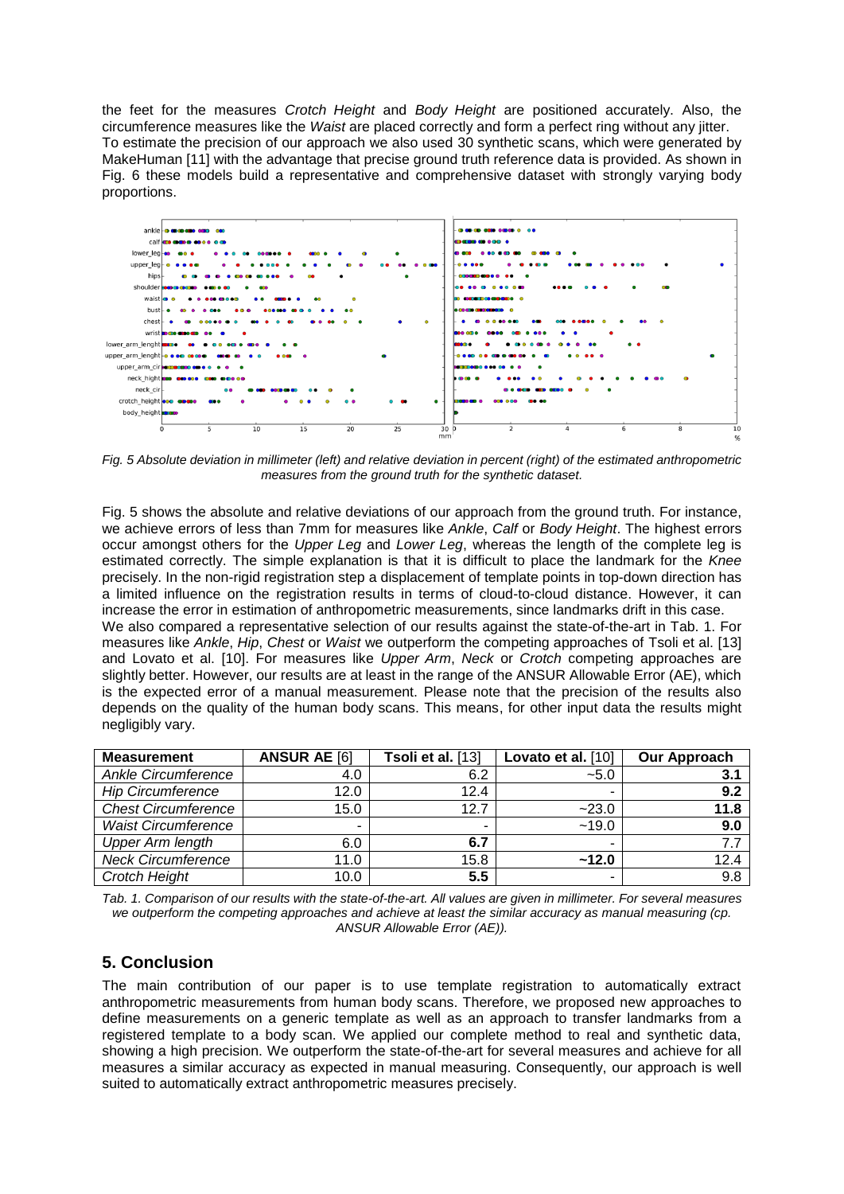the feet for the measures *Crotch Height* and *Body Height* are positioned accurately. Also, the circumference measures like the *Waist* are placed correctly and form a perfect ring without any jitter.
To estimate the precision of our approach we also used 30 synthetic scans, which were generated by MakeHuman [11] with the advantage that precise ground truth reference data is provided. As shown in Fig. 6 these models build a representative and comprehensive dataset with strongly varying body proportions.

*Fig. 5 Absolute deviation in millimeter (left) and relative deviation in percent (right) of the estimated anthropometric measures from the ground truth for the synthetic dataset.*

Fig. 5 shows the absolute and relative deviations of our approach from the ground truth. For instance, we achieve errors of less than 7mm for measures like *Ankle*, *Calf* or *Body Height*. The highest errors occur amongst others for the *Upper Leg* and *Lower Leg*, whereas the length of the complete leg is estimated correctly. The simple explanation is that it is difficult to place the landmark for the *Knee* precisely. In the non-rigid registration step a displacement of template points in top-down direction has a limited influence on the registration results in terms of cloud-to-cloud distance. However, it can increase the error in estimation of anthropometric measurements, since landmarks drift in this case.
We also compared a representative selection of our results against the state-of-the-art in Tab. 1. For measures like *Ankle*, *Hip*, *Chest* or *Waist* we outperform the competing approaches of Tsoli et al. [13] and Lovato et al. [10]. For measures like *Upper Arm*, *Neck* or *Crotch* competing approaches are slightly better. However, our results are at least in the range of the ANSUR Allowable Error (AE), which is the expected error of a manual measurement. Please note that the precision of the results also depends on the quality of the human body scans. This means, for other input data the results might negligibly vary.

| **Measurement** | **ANSUR AE** [6] | **Tsoli et al.** [13] | **Lovato et al.** [10] | **Our Approach** |
|---|---|---|---|---|
| *Ankle Circumference* | 4.0 | 6.2 | ~5.0 | **3.1** |
| *Hip Circumference* | 12.0 | 12.4 | - | **9.2** |
| *Chest Circumference* | 15.0 | 12.7 | ~23.0 | **11.8** |
| *Waist Circumference* | - | - | ~19.0 | **9.0** |
| *Upper Arm length* | 6.0 | **6.7** | - | 7.7 |
| *Neck Circumference* | 11.0 | 15.8 | **~12.0** | 12.4 |
| *Crotch Height* | 10.0 | **5.5** | - | 9.8 |

*Tab. 1. Comparison of our results with the state-of-the-art. All values are given in millimeter. For several measures we outperform the competing approaches and achieve at least the similar accuracy as manual measuring (cp. ANSUR Allowable Error (AE)).*

## 5. Conclusion

The main contribution of our paper is to use template registration to automatically extract anthropometric measurements from human body scans. Therefore, we proposed new approaches to define measurements on a generic template as well as an approach to transfer landmarks from a registered template to a body scan. We applied our complete method to real and synthetic data, showing a high precision. We outperform the state-of-the-art for several measures and achieve for all measures a similar accuracy as expected in manual measuring. Consequently, our approach is well suited to automatically extract anthropometric measures precisely.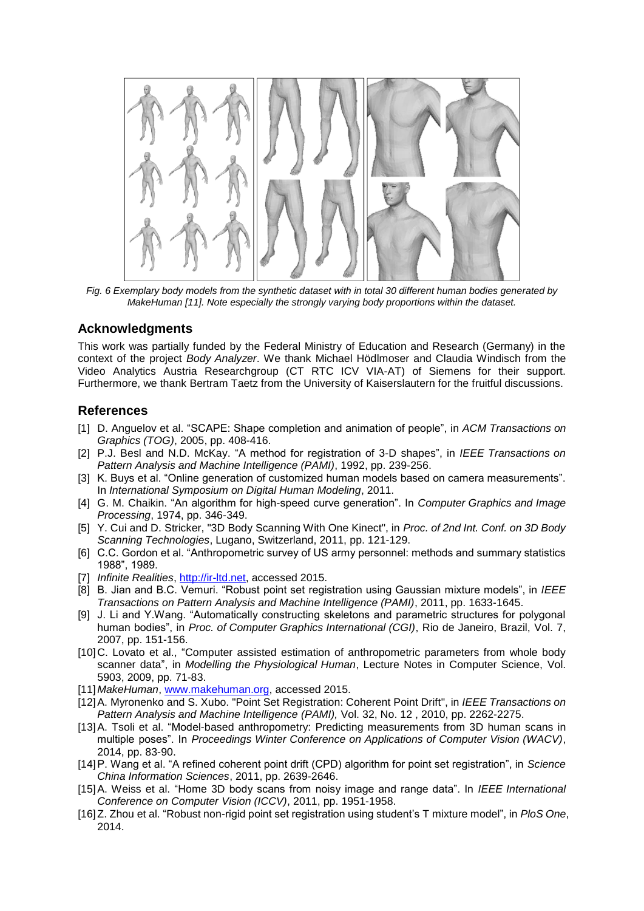*Fig. 6 Exemplary body models from the synthetic dataset with in total 30 different human bodies generated by MakeHuman [11]. Note especially the strongly varying body proportions within the dataset.*

## Acknowledgments

This work was partially funded by the Federal Ministry of Education and Research (Germany) in the context of the project *Body Analyzer*. We thank Michael Hödlmoser and Claudia Windisch from the Video Analytics Austria Researchgroup (CT RTC ICV VIA-AT) of Siemens for their support. Furthermore, we thank Bertram Taetz from the University of Kaiserslautern for the fruitful discussions.

## References

[1] D. Anguelov et al. "SCAPE: Shape completion and animation of people", in *ACM Transactions on Graphics (TOG)*, 2005, pp. 408-416.

[2] P.J. Besl and N.D. McKay. "A method for registration of 3-D shapes", in *IEEE Transactions on Pattern Analysis and Machine Intelligence (PAMI)*, 1992, pp. 239-256.

[3] K. Buys et al. "Online generation of customized human models based on camera measurements". In *International Symposium on Digital Human Modeling*, 2011.

[4] G. M. Chaikin. "An algorithm for high-speed curve generation". In *Computer Graphics and Image Processing*, 1974, pp. 346-349.

[5] Y. Cui and D. Stricker, "3D Body Scanning With One Kinect", in *Proc. of 2nd Int. Conf. on 3D Body Scanning Technologies*, Lugano, Switzerland, 2011, pp. 121-129.

[6] C.C. Gordon et al. "Anthropometric survey of US army personnel: methods and summary statistics 1988", 1989.

[7] *Infinite Realities*, http://ir-ltd.net, accessed 2015.

[8] B. Jian and B.C. Vemuri. "Robust point set registration using Gaussian mixture models", in *IEEE Transactions on Pattern Analysis and Machine Intelligence (PAMI)*, 2011, pp. 1633-1645.

[9] J. Li and Y.Wang. "Automatically constructing skeletons and parametric structures for polygonal human bodies", in *Proc. of Computer Graphics International (CGI)*, Rio de Janeiro, Brazil, Vol. 7, 2007, pp. 151-156.

[10] C. Lovato et al., "Computer assisted estimation of anthropometric parameters from whole body scanner data", in *Modelling the Physiological Human*, Lecture Notes in Computer Science, Vol. 5903, 2009, pp. 71-83.

[11] *MakeHuman*, www.makehuman.org, accessed 2015.

[12] A. Myronenko and S. Xubo. "Point Set Registration: Coherent Point Drift", in *IEEE Transactions on Pattern Analysis and Machine Intelligence (PAMI),* Vol. 32, No. 12 , 2010, pp. 2262-2275.

[13] A. Tsoli et al. "Model-based anthropometry: Predicting measurements from 3D human scans in multiple poses". In *Proceedings Winter Conference on Applications of Computer Vision (WACV)*, 2014, pp. 83-90.

[14] P. Wang et al. "A refined coherent point drift (CPD) algorithm for point set registration", in *Science China Information Sciences*, 2011, pp. 2639-2646.

[15] A. Weiss et al. "Home 3D body scans from noisy image and range data". In *IEEE International Conference on Computer Vision (ICCV)*, 2011, pp. 1951-1958.

[16] Z. Zhou et al. "Robust non-rigid point set registration using student's T mixture model", in *PloS One*, 2014.